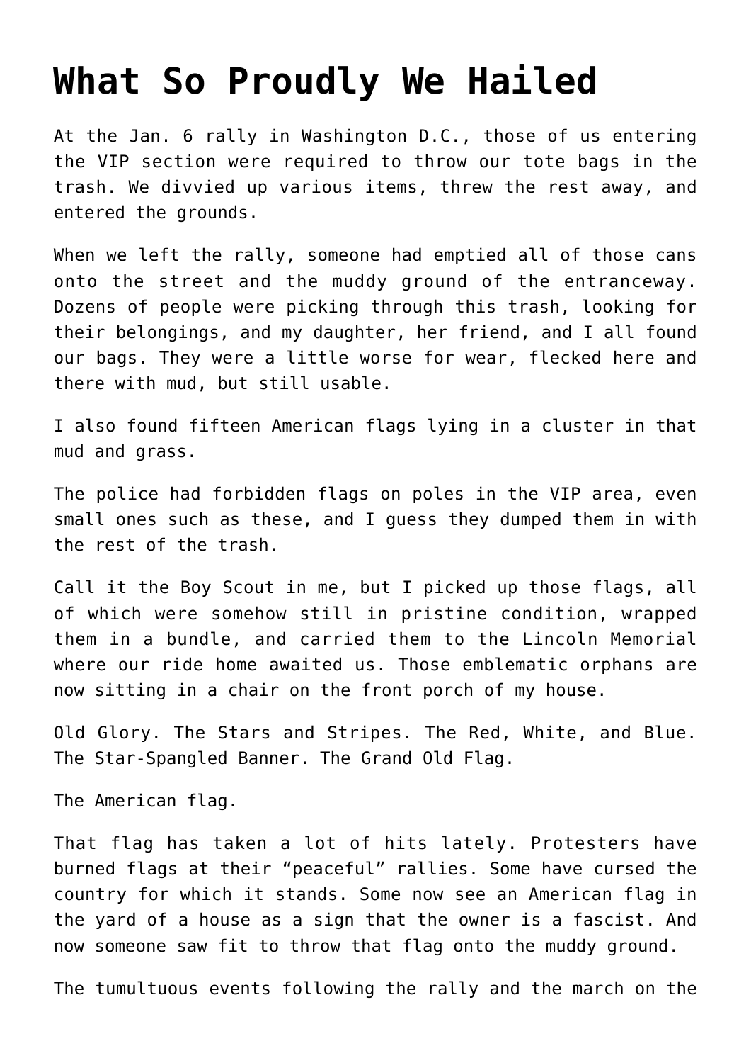# What So Proudly We Hailed

At the Jan. 6 rally in Washington D.C., those of us entering the VIP section were required to throw our tote bags in the trash. We divvied up various items, threw the rest away, and entered the grounds.

When we left the rally, someone had emptied all of those cans onto the street and the muddy ground of the entranceway. Dozens of people were picking through this trash, looking for their belongings, and my daughter, her friend, and I all found our bags. They were a little worse for wear, flecked here and there with mud, but still usable.

I also found fifteen American flags lying in a cluster in that mud and grass.

The police had forbidden flags on poles in the VIP area, even small ones such as these, and I guess they dumped them in with the rest of the trash.

Call it the Boy Scout in me, but I picked up those flags, all of which were somehow still in pristine condition, wrapped them in a bundle, and carried them to the Lincoln Memorial where our ride home awaited us. Those emblematic orphans are now sitting in a chair on the front porch of my house.

Old Glory. The Stars and Stripes. The Red, White, and Blue. The Star-Spangled Banner. The Grand Old Flag.

The American flag.

That flag has taken a lot of hits lately. Protesters have burned flags at their "peaceful" rallies. Some have cursed the country for which it stands. Some now see an American flag in the yard of a house as a sign that the owner is a fascist. And now someone saw fit to throw that flag onto the muddy ground.

The tumultuous events following the rally and the march on the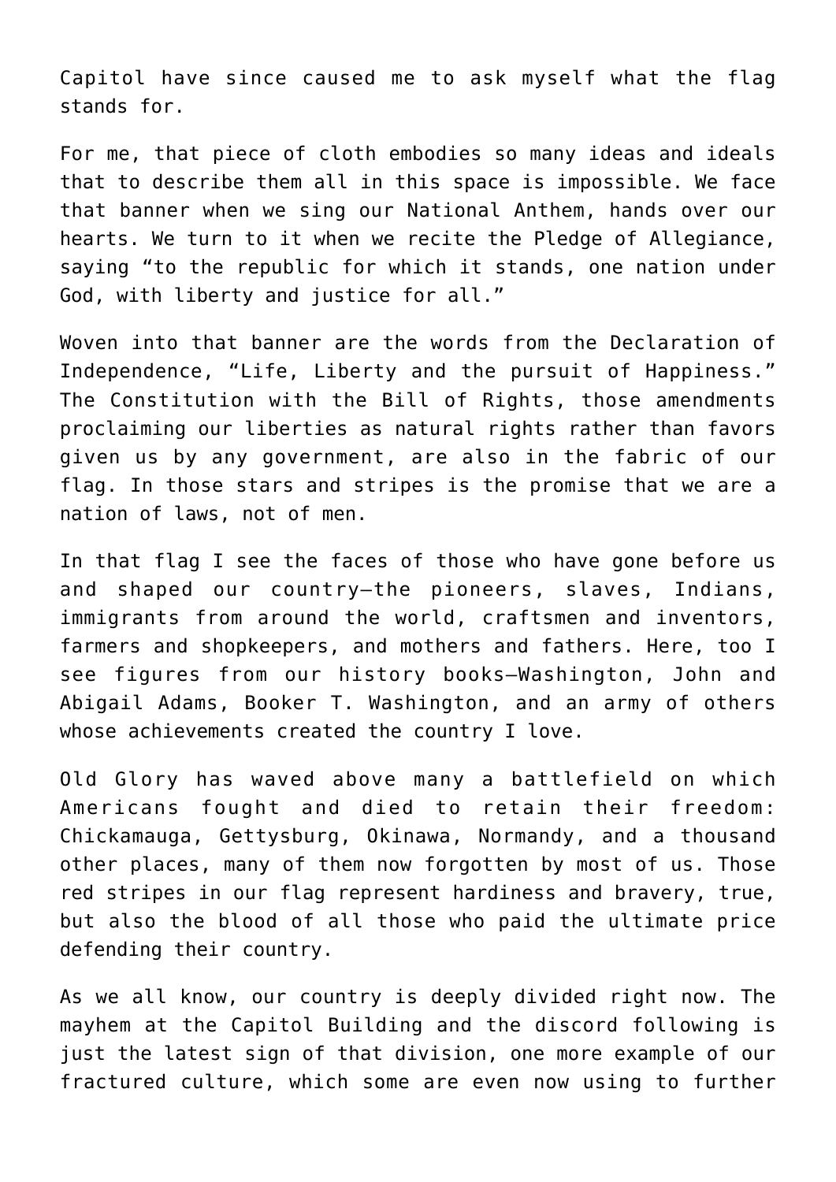Capitol have since caused me to ask myself what the flag stands for.

For me, that piece of cloth embodies so many ideas and ideals that to describe them all in this space is impossible. We face that banner when we sing our National Anthem, hands over our hearts. We turn to it when we recite the Pledge of Allegiance, saying “to the republic for which it stands, one nation under God, with liberty and justice for all.”

Woven into that banner are the words from the Declaration of Independence, “Life, Liberty and the pursuit of Happiness.” The Constitution with the Bill of Rights, those amendments proclaiming our liberties as natural rights rather than favors given us by any government, are also in the fabric of our flag. In those stars and stripes is the promise that we are a nation of laws, not of men.

In that flag I see the faces of those who have gone before us and shaped our country—the pioneers, slaves, Indians, immigrants from around the world, craftsmen and inventors, farmers and shopkeepers, and mothers and fathers. Here, too I see figures from our history books—Washington, John and Abigail Adams, Booker T. Washington, and an army of others whose achievements created the country I love.

Old Glory has waved above many a battlefield on which Americans fought and died to retain their freedom: Chickamauga, Gettysburg, Okinawa, Normandy, and a thousand other places, many of them now forgotten by most of us. Those red stripes in our flag represent hardiness and bravery, true, but also the blood of all those who paid the ultimate price defending their country.

As we all know, our country is deeply divided right now. The mayhem at the Capitol Building and the discord following is just the latest sign of that division, one more example of our fractured culture, which some are even now using to further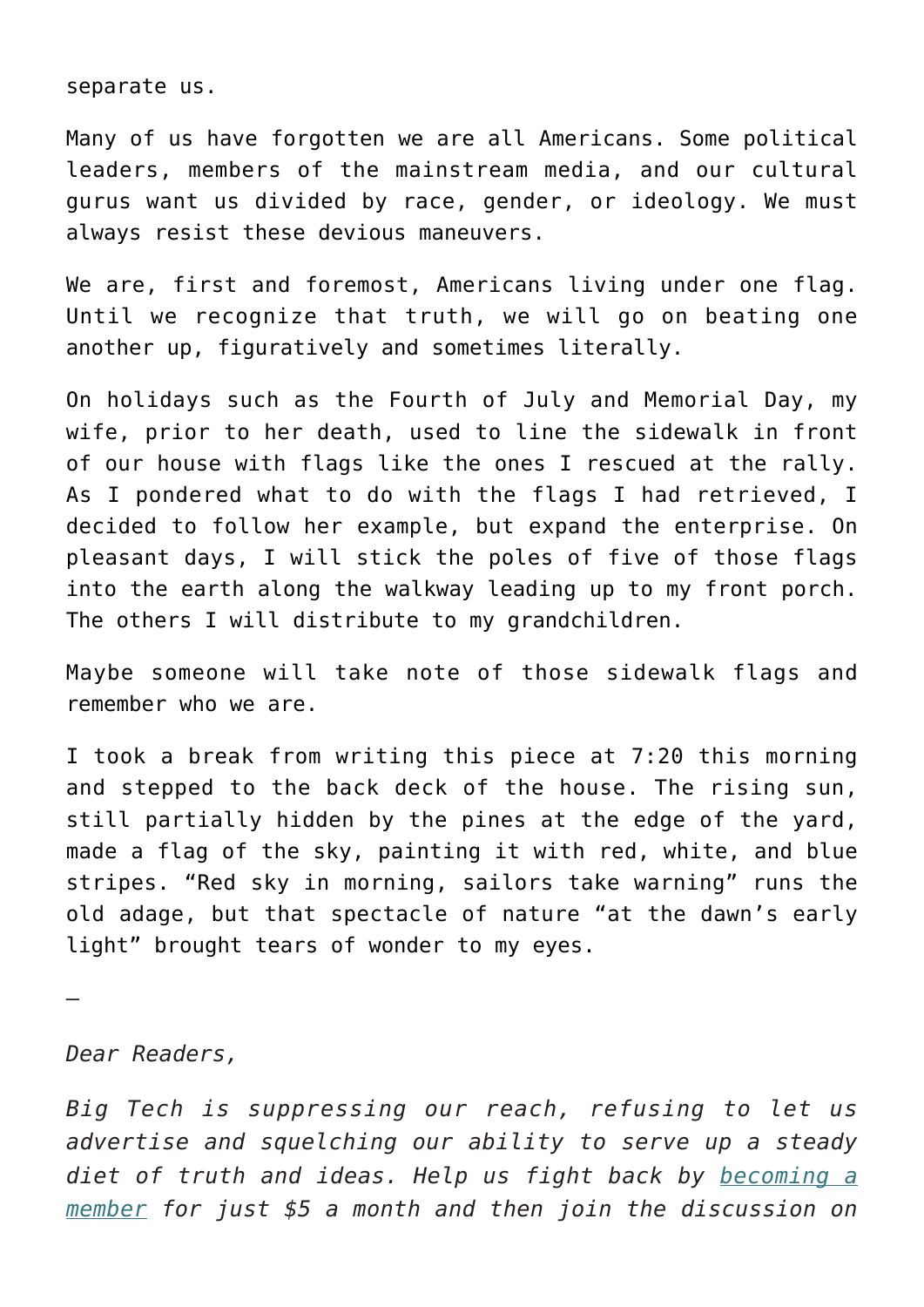separate us.

Many of us have forgotten we are all Americans. Some political leaders, members of the mainstream media, and our cultural gurus want us divided by race, gender, or ideology. We must always resist these devious maneuvers.

We are, first and foremost, Americans living under one flag. Until we recognize that truth, we will go on beating one another up, figuratively and sometimes literally.

On holidays such as the Fourth of July and Memorial Day, my wife, prior to her death, used to line the sidewalk in front of our house with flags like the ones I rescued at the rally. As I pondered what to do with the flags I had retrieved, I decided to follow her example, but expand the enterprise. On pleasant days, I will stick the poles of five of those flags into the earth along the walkway leading up to my front porch. The others I will distribute to my grandchildren.

Maybe someone will take note of those sidewalk flags and remember who we are.

I took a break from writing this piece at 7:20 this morning and stepped to the back deck of the house. The rising sun, still partially hidden by the pines at the edge of the yard, made a flag of the sky, painting it with red, white, and blue stripes. “Red sky in morning, sailors take warning” runs the old adage, but that spectacle of nature “at the dawn’s early light” brought tears of wonder to my eyes.

—

*Dear Readers,*

*Big Tech is suppressing our reach, refusing to let us advertise and squelching our ability to serve up a steady diet of truth and ideas. Help us fight back by [becoming a member]() for just $5 a month and then join the discussion on*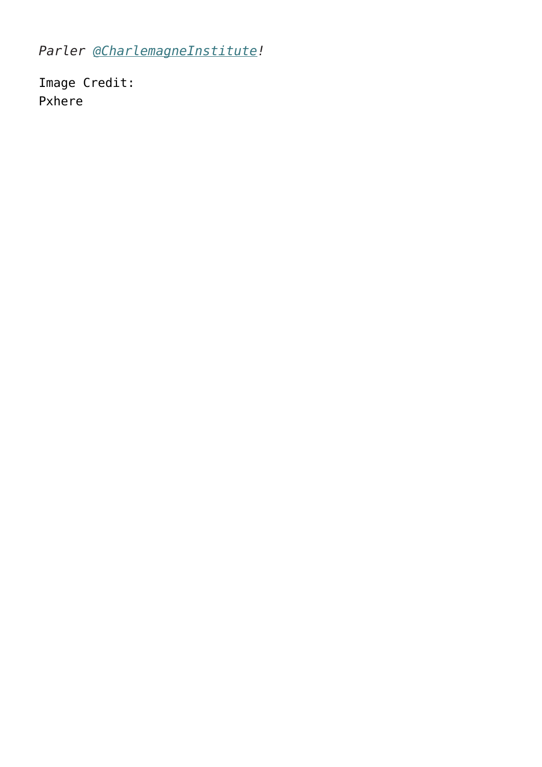*Parler @CharlemagneInstitute!*

Image Credit:
Pxhere